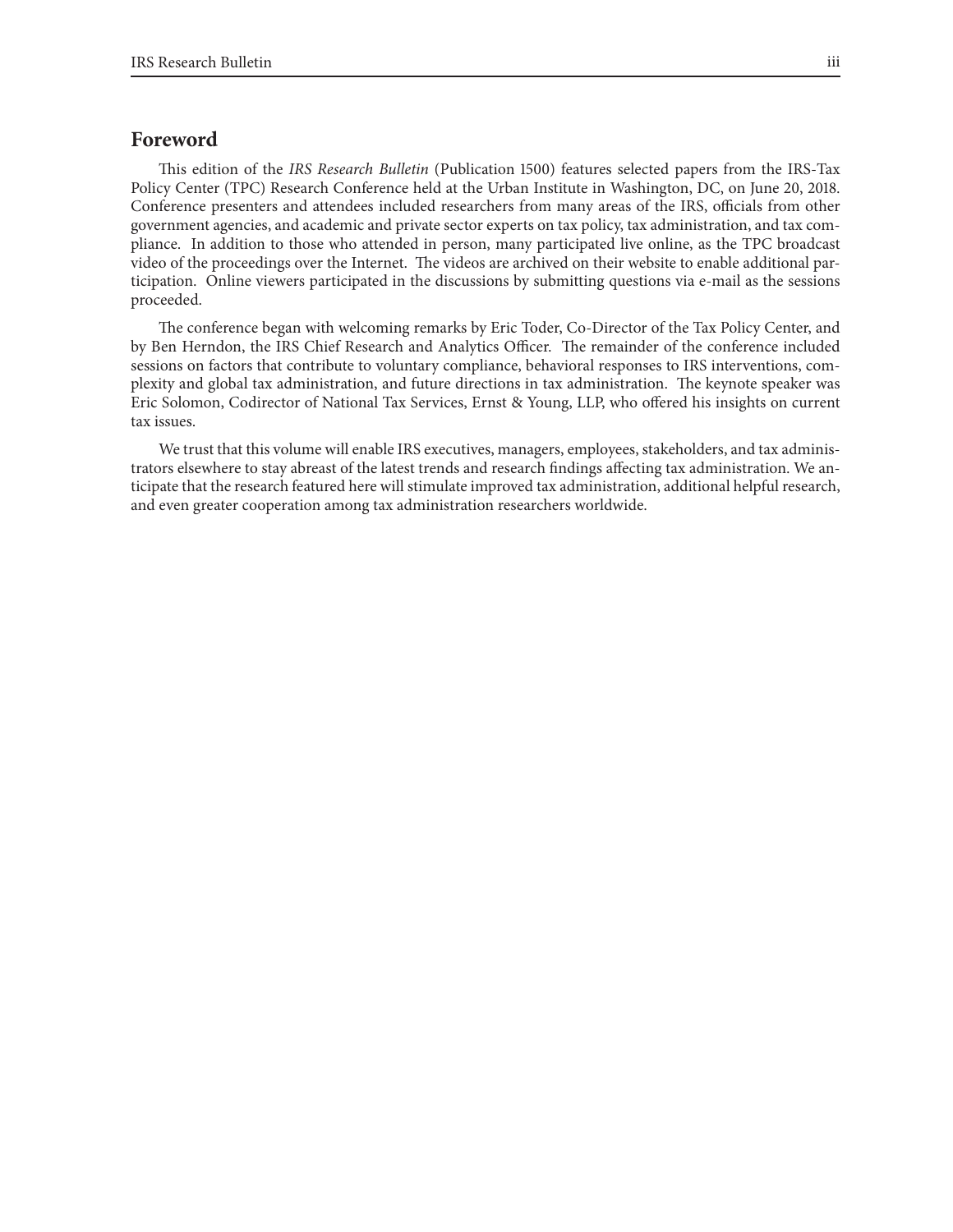# Foreword

This edition of the *IRS Research Bulletin* (Publication 1500) features selected papers from the IRS-Tax Policy Center (TPC) Research Conference held at the Urban Institute in Washington, DC, on June 20, 2018. Conference presenters and attendees included researchers from many areas of the IRS, officials from other government agencies, and academic and private sector experts on tax policy, tax administration, and tax compliance. In addition to those who attended in person, many participated live online, as the TPC broadcast video of the proceedings over the Internet. The videos are archived on their website to enable additional participation. Online viewers participated in the discussions by submitting questions via e-mail as the sessions proceeded.

The conference began with welcoming remarks by Eric Toder, Co-Director of the Tax Policy Center, and by Ben Herndon, the IRS Chief Research and Analytics Officer. The remainder of the conference included sessions on factors that contribute to voluntary compliance, behavioral responses to IRS interventions, complexity and global tax administration, and future directions in tax administration. The keynote speaker was Eric Solomon, Codirector of National Tax Services, Ernst & Young, LLP, who offered his insights on current tax issues.

We trust that this volume will enable IRS executives, managers, employees, stakeholders, and tax administrators elsewhere to stay abreast of the latest trends and research findings affecting tax administration. We anticipate that the research featured here will stimulate improved tax administration, additional helpful research, and even greater cooperation among tax administration researchers worldwide.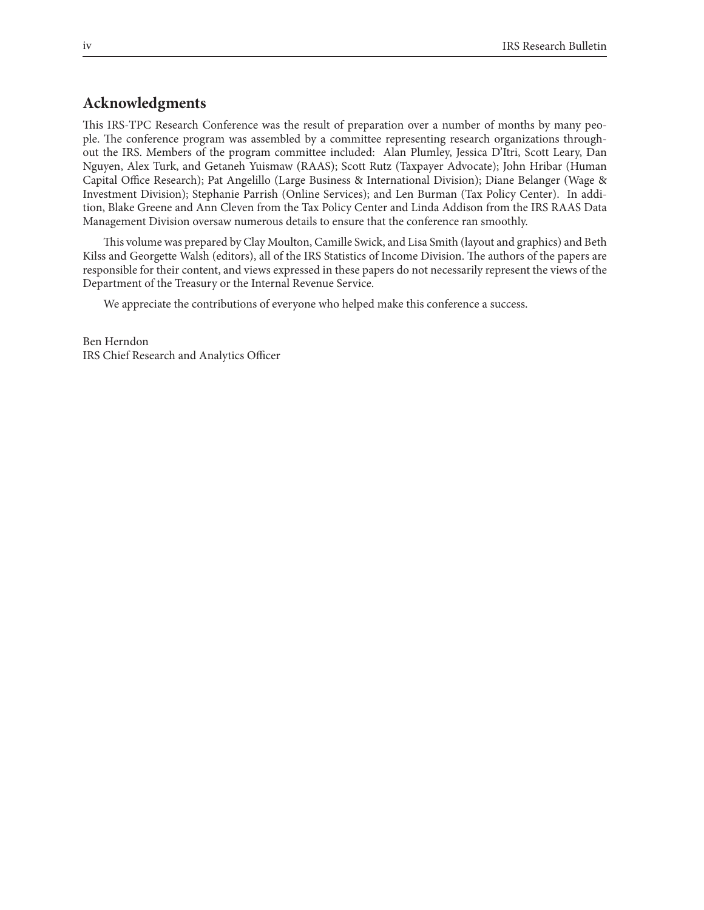## Acknowledgments

This IRS-TPC Research Conference was the result of preparation over a number of months by many people. The conference program was assembled by a committee representing research organizations throughout the IRS. Members of the program committee included: Alan Plumley, Jessica D'Itri, Scott Leary, Dan Nguyen, Alex Turk, and Getaneh Yuismaw (RAAS); Scott Rutz (Taxpayer Advocate); John Hribar (Human Capital Office Research); Pat Angelillo (Large Business & International Division); Diane Belanger (Wage & Investment Division); Stephanie Parrish (Online Services); and Len Burman (Tax Policy Center). In addition, Blake Greene and Ann Cleven from the Tax Policy Center and Linda Addison from the IRS RAAS Data Management Division oversaw numerous details to ensure that the conference ran smoothly.

This volume was prepared by Clay Moulton, Camille Swick, and Lisa Smith (layout and graphics) and Beth Kilss and Georgette Walsh (editors), all of the IRS Statistics of Income Division. The authors of the papers are responsible for their content, and views expressed in these papers do not necessarily represent the views of the Department of the Treasury or the Internal Revenue Service.

We appreciate the contributions of everyone who helped make this conference a success.

Ben Herndon
IRS Chief Research and Analytics Officer